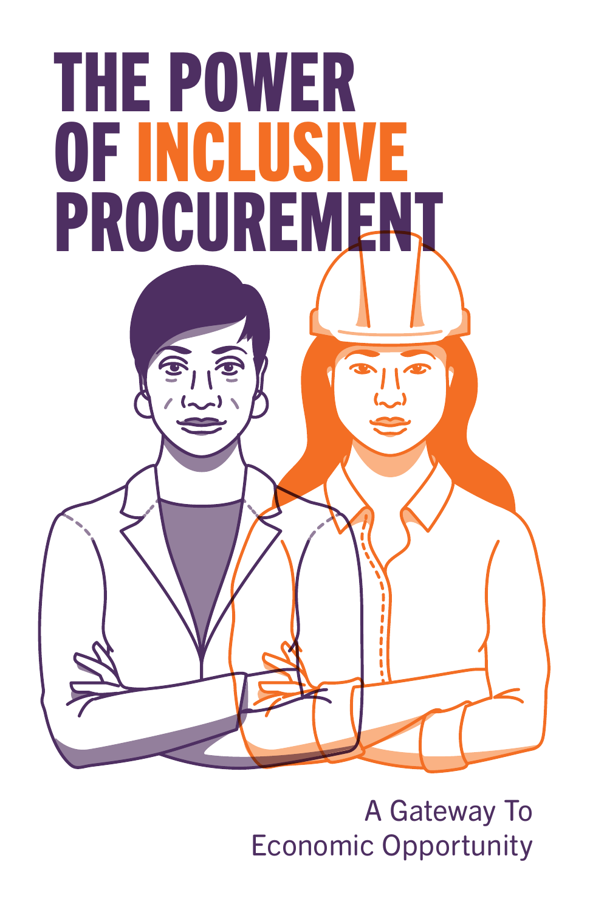# THE POWER OF INCLUSIVE PROCUREMENT

A Gateway To Economic Opportunity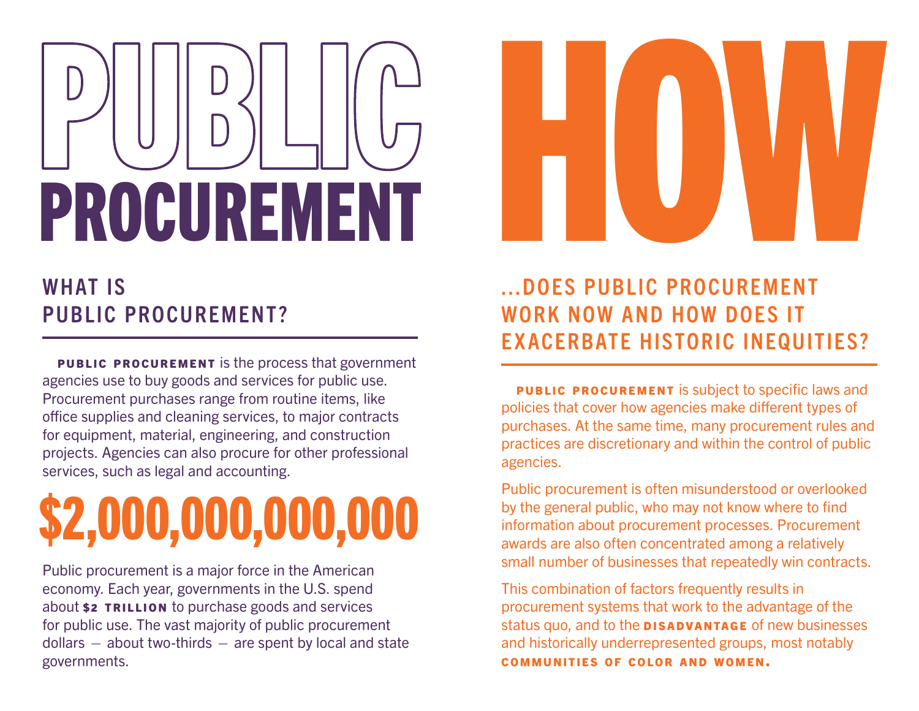# PUBLIC PROCUREMENT

## WHAT IS PUBLIC PROCUREMENT?

**PUBLIC PROCUREMENT** is the process that government agencies use to buy goods and services for public use. Procurement purchases range from routine items, like office supplies and cleaning services, to major contracts for equipment, material, engineering, and construction projects. Agencies can also procure for other professional services, such as legal and accounting.

**$2,000,000,000,000**

Public procurement is a major force in the American economy. Each year, governments in the U.S. spend about **$2 TRILLION** to purchase goods and services for public use. The vast majority of public procurement dollars — about two-thirds — are spent by local and state governments.

# HOW

## ...DOES PUBLIC PROCUREMENT WORK NOW AND HOW DOES IT EXACERBATE HISTORIC INEQUITIES?

**PUBLIC PROCUREMENT** is subject to specific laws and policies that cover how agencies make different types of purchases. At the same time, many procurement rules and practices are discretionary and within the control of public agencies.

Public procurement is often misunderstood or overlooked by the general public, who may not know where to find information about procurement processes. Procurement awards are also often concentrated among a relatively small number of businesses that repeatedly win contracts.

This combination of factors frequently results in procurement systems that work to the advantage of the status quo, and to the **DISADVANTAGE** of new businesses and historically underrepresented groups, most notably **COMMUNITIES OF COLOR AND WOMEN.**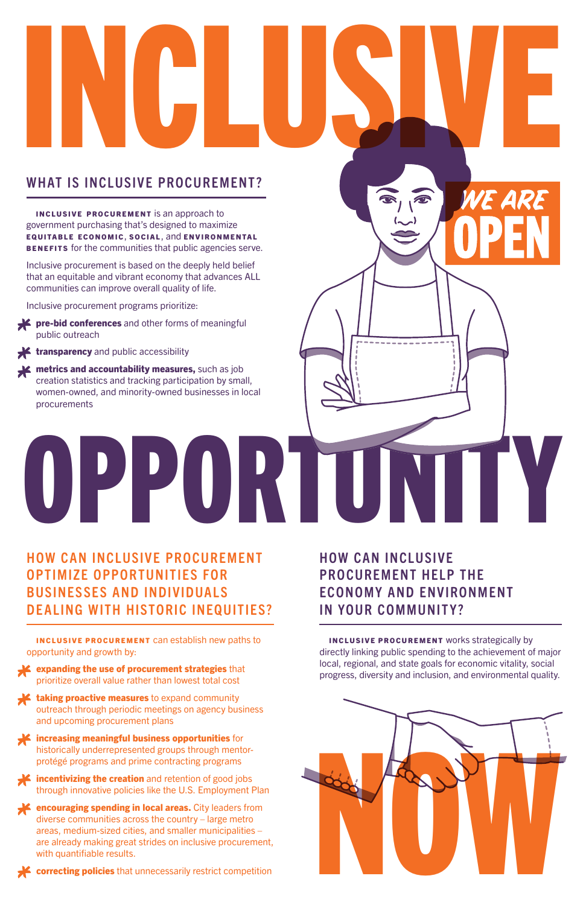# INCLUSIVE

## WHAT IS INCLUSIVE PROCUREMENT?

**INCLUSIVE PROCUREMENT** is an approach to government purchasing that's designed to maximize **EQUITABLE ECONOMIC**, **SOCIAL**, and **ENVIRONMENTAL BENEFITS** for the communities that public agencies serve.

Inclusive procurement is based on the deeply held belief that an equitable and vibrant economy that advances ALL communities can improve overall quality of life.

Inclusive procurement programs prioritize:

- **pre-bid conferences** and other forms of meaningful public outreach
- **transparency** and public accessibility
- **metrics and accountability measures,** such as job creation statistics and tracking participation by small, women-owned, and minority-owned businesses in local procurements

WE ARE OPEN

# OPPORTUNITY

## HOW CAN INCLUSIVE PROCUREMENT OPTIMIZE OPPORTUNITIES FOR BUSINESSES AND INDIVIDUALS DEALING WITH HISTORIC INEQUITIES?

**INCLUSIVE PROCUREMENT** can establish new paths to opportunity and growth by:

- **expanding the use of procurement strategies** that prioritize overall value rather than lowest total cost
- **taking proactive measures** to expand community outreach through periodic meetings on agency business and upcoming procurement plans
- **increasing meaningful business opportunities** for historically underrepresented groups through mentor-protégé programs and prime contracting programs
- **incentivizing the creation** and retention of good jobs through innovative policies like the U.S. Employment Plan
- **encouraging spending in local areas.** City leaders from diverse communities across the country – large metro areas, medium-sized cities, and smaller municipalities – are already making great strides on inclusive procurement, with quantifiable results.
- **correcting policies** that unnecessarily restrict competition

## HOW CAN INCLUSIVE PROCUREMENT HELP THE ECONOMY AND ENVIRONMENT IN YOUR COMMUNITY?

**INCLUSIVE PROCUREMENT** works strategically by directly linking public spending to the achievement of major local, regional, and state goals for economic vitality, social progress, diversity and inclusion, and environmental quality.

# NOW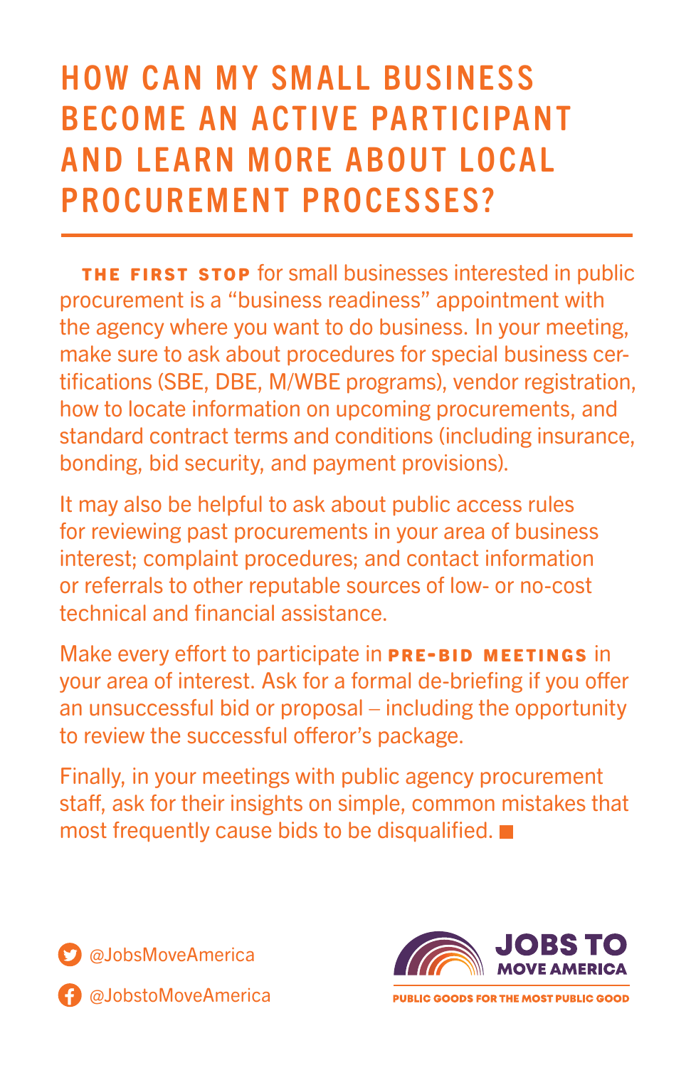# HOW CAN MY SMALL BUSINESS BECOME AN ACTIVE PARTICIPANT AND LEARN MORE ABOUT LOCAL PROCUREMENT PROCESSES?

**THE FIRST STOP** for small businesses interested in public procurement is a "business readiness" appointment with the agency where you want to do business. In your meeting, make sure to ask about procedures for special business certifications (SBE, DBE, M/WBE programs), vendor registration, how to locate information on upcoming procurements, and standard contract terms and conditions (including insurance, bonding, bid security, and payment provisions).

It may also be helpful to ask about public access rules for reviewing past procurements in your area of business interest; complaint procedures; and contact information or referrals to other reputable sources of low- or no-cost technical and financial assistance.

Make every effort to participate in **PRE-BID MEETINGS** in your area of interest. Ask for a formal de-briefing if you offer an unsuccessful bid or proposal – including the opportunity to review the successful offeror's package.

Finally, in your meetings with public agency procurement staff, ask for their insights on simple, common mistakes that most frequently cause bids to be disqualified. ■

@JobsMoveAmerica

@JobstoMoveAmerica

JOBS TO MOVE AMERICA

PUBLIC GOODS FOR THE MOST PUBLIC GOOD